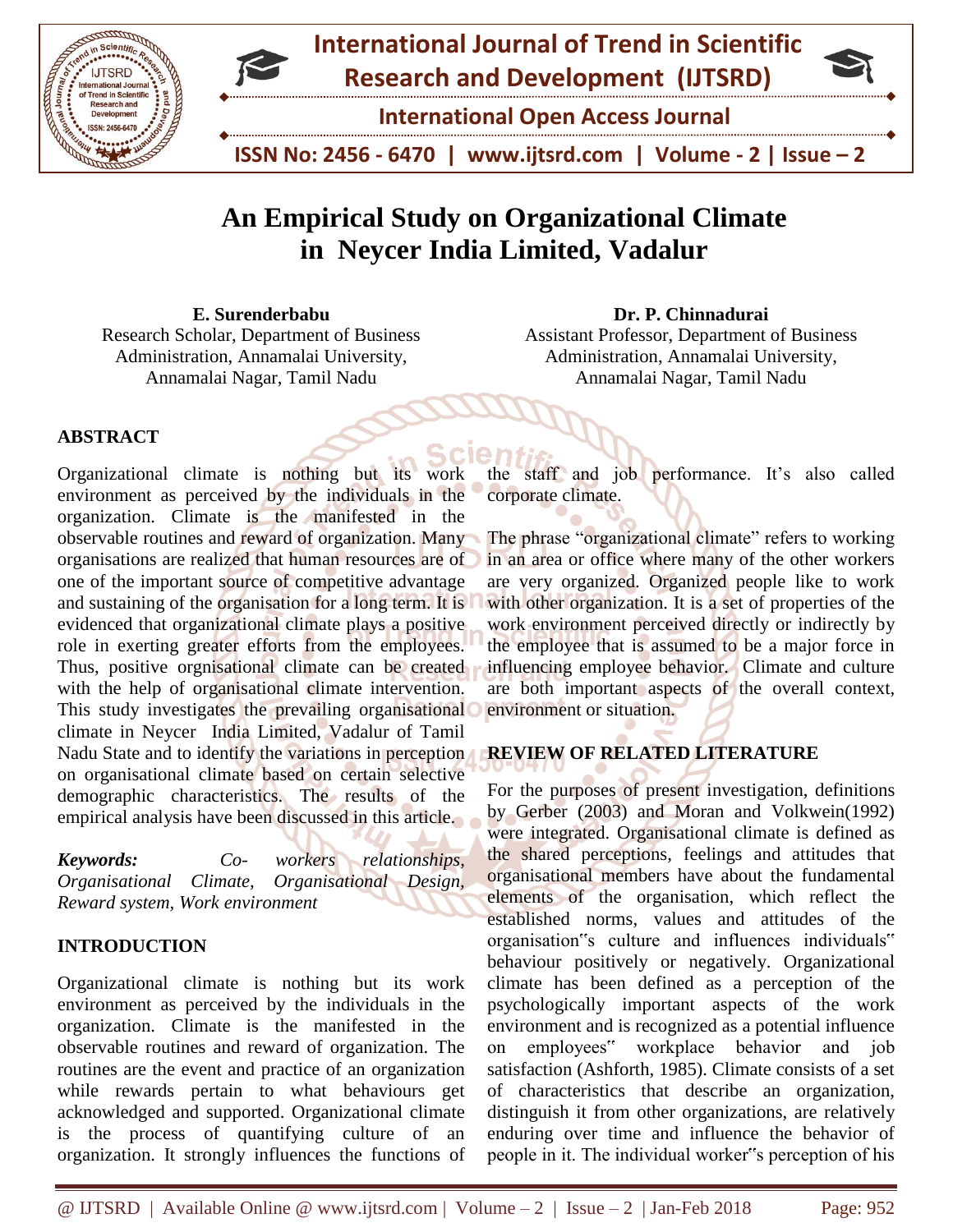# An Empirical Study on Organizational Climate in Neycer India Limited, Vadalur

**E. Surenderbabu**
Research Scholar, Department of Business Administration, Annamalai University, Annamalai Nagar, Tamil Nadu

**Dr. P. Chinnadurai**
Assistant Professor, Department of Business Administration, Annamalai University, Annamalai Nagar, Tamil Nadu

## ABSTRACT

Organizational climate is nothing but its work environment as perceived by the individuals in the organization. Climate is the manifested in the observable routines and reward of organization. Many organisations are realized that human resources are of one of the important source of competitive advantage and sustaining of the organisation for a long term. It is evidenced that organizational climate plays a positive role in exerting greater efforts from the employees. Thus, positive orgnisational climate can be created with the help of organisational climate intervention. This study investigates the prevailing organisational climate in Neycer India Limited, Vadalur of Tamil Nadu State and to identify the variations in perception on organisational climate based on certain selective demographic characteristics. The results of the empirical analysis have been discussed in this article.

***Keywords:*** *Co- workers relationships, Organisational Climate, Organisational Design, Reward system, Work environment*

## INTRODUCTION

Organizational climate is nothing but its work environment as perceived by the individuals in the organization. Climate is the manifested in the observable routines and reward of organization. The routines are the event and practice of an organization while rewards pertain to what behaviours get acknowledged and supported. Organizational climate is the process of quantifying culture of an organization. It strongly influences the functions of the staff and job performance. It's also called corporate climate.

The phrase "organizational climate" refers to working in an area or office where many of the other workers are very organized. Organized people like to work with other organization. It is a set of properties of the work environment perceived directly or indirectly by the employee that is assumed to be a major force in influencing employee behavior. Climate and culture are both important aspects of the overall context, environment or situation.

## REVIEW OF RELATED LITERATURE

For the purposes of present investigation, definitions by Gerber (2003) and Moran and Volkwein(1992) were integrated. Organisational climate is defined as the shared perceptions, feelings and attitudes that organisational members have about the fundamental elements of the organisation, which reflect the established norms, values and attitudes of the organisation"s culture and influences individuals" behaviour positively or negatively. Organizational climate has been defined as a perception of the psychologically important aspects of the work environment and is recognized as a potential influence on employees" workplace behavior and job satisfaction (Ashforth, 1985). Climate consists of a set of characteristics that describe an organization, distinguish it from other organizations, are relatively enduring over time and influence the behavior of people in it. The individual worker"s perception of his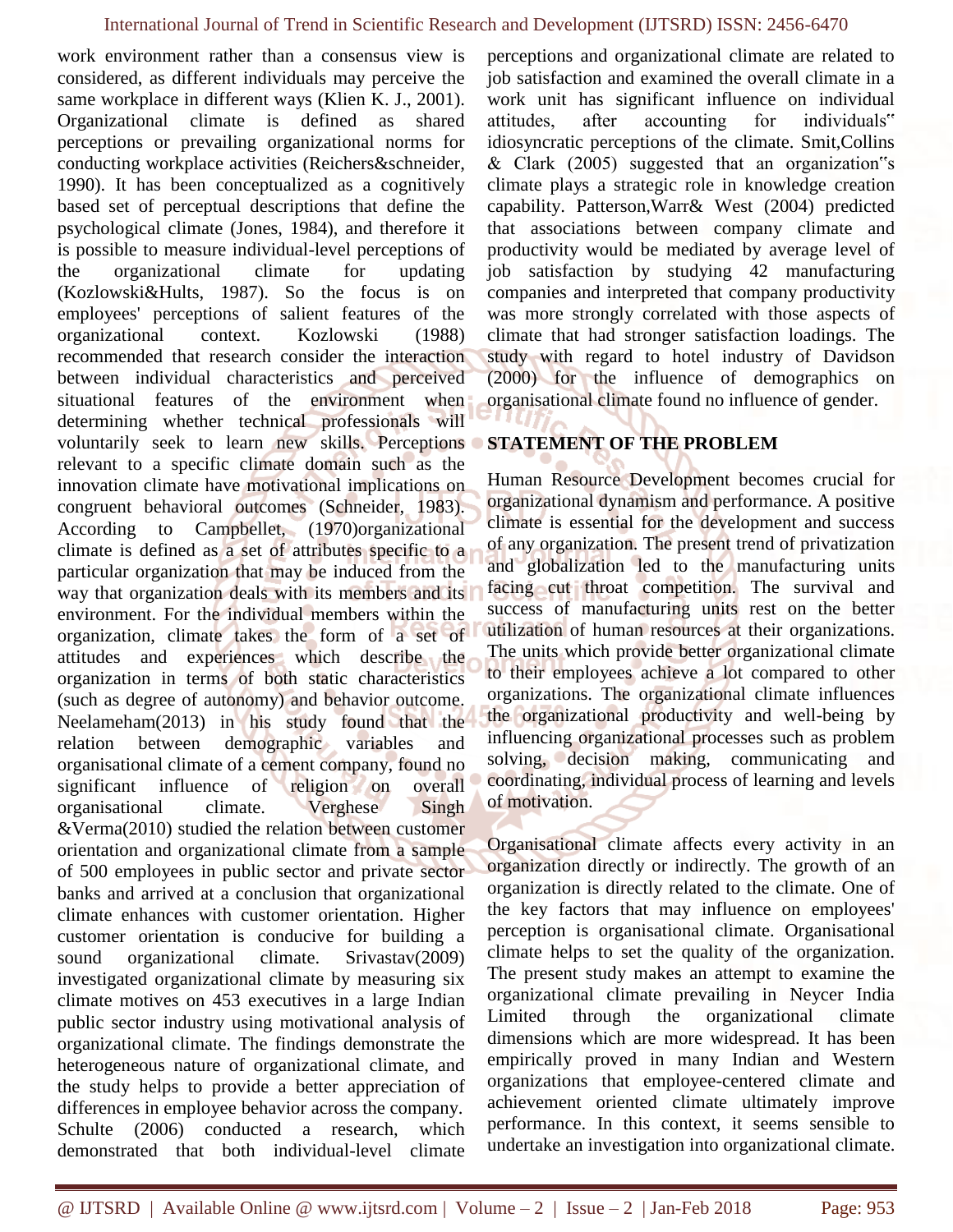work environment rather than a consensus view is considered, as different individuals may perceive the same workplace in different ways (Klien K. J., 2001). Organizational climate is defined as shared perceptions or prevailing organizational norms for conducting workplace activities (Reichers&schneider, 1990). It has been conceptualized as a cognitively based set of perceptual descriptions that define the psychological climate (Jones, 1984), and therefore it is possible to measure individual-level perceptions of the organizational climate for updating (Kozlowski&Hults, 1987). So the focus is on employees' perceptions of salient features of the organizational context. Kozlowski (1988) recommended that research consider the interaction between individual characteristics and perceived situational features of the environment when determining whether technical professionals will voluntarily seek to learn new skills. Perceptions relevant to a specific climate domain such as the innovation climate have motivational implications on congruent behavioral outcomes (Schneider, 1983). According to Campbellet, (1970)organizational climate is defined as a set of attributes specific to a particular organization that may be induced from the way that organization deals with its members and its environment. For the individual members within the organization, climate takes the form of a set of attitudes and experiences which describe the organization in terms of both static characteristics (such as degree of autonomy) and behavior outcome. Neelameham(2013) in his study found that the relation between demographic variables and organisational climate of a cement company, found no significant influence of religion on overall organisational climate. Verghese Singh &Verma(2010) studied the relation between customer orientation and organizational climate from a sample of 500 employees in public sector and private sector banks and arrived at a conclusion that organizational climate enhances with customer orientation. Higher customer orientation is conducive for building a sound organizational climate. Srivastav(2009) investigated organizational climate by measuring six climate motives on 453 executives in a large Indian public sector industry using motivational analysis of organizational climate. The findings demonstrate the heterogeneous nature of organizational climate, and the study helps to provide a better appreciation of differences in employee behavior across the company. Schulte (2006) conducted a research, which demonstrated that both individual-level climate perceptions and organizational climate are related to job satisfaction and examined the overall climate in a work unit has significant influence on individual attitudes, after accounting for individuals" idiosyncratic perceptions of the climate. Smit,Collins & Clark (2005) suggested that an organization"s climate plays a strategic role in knowledge creation capability. Patterson,Warr& West (2004) predicted that associations between company climate and productivity would be mediated by average level of job satisfaction by studying 42 manufacturing companies and interpreted that company productivity was more strongly correlated with those aspects of climate that had stronger satisfaction loadings. The study with regard to hotel industry of Davidson (2000) for the influence of demographics on organisational climate found no influence of gender.

## STATEMENT OF THE PROBLEM

Human Resource Development becomes crucial for organizational dynamism and performance. A positive climate is essential for the development and success of any organization. The present trend of privatization and globalization led to the manufacturing units facing cut throat competition. The survival and success of manufacturing units rest on the better utilization of human resources at their organizations. The units which provide better organizational climate to their employees achieve a lot compared to other organizations. The organizational climate influences the organizational productivity and well-being by influencing organizational processes such as problem solving, decision making, communicating and coordinating, individual process of learning and levels of motivation.

Organisational climate affects every activity in an organization directly or indirectly. The growth of an organization is directly related to the climate. One of the key factors that may influence on employees' perception is organisational climate. Organisational climate helps to set the quality of the organization. The present study makes an attempt to examine the organizational climate prevailing in Neycer India Limited through the organizational climate dimensions which are more widespread. It has been empirically proved in many Indian and Western organizations that employee-centered climate and achievement oriented climate ultimately improve performance. In this context, it seems sensible to undertake an investigation into organizational climate.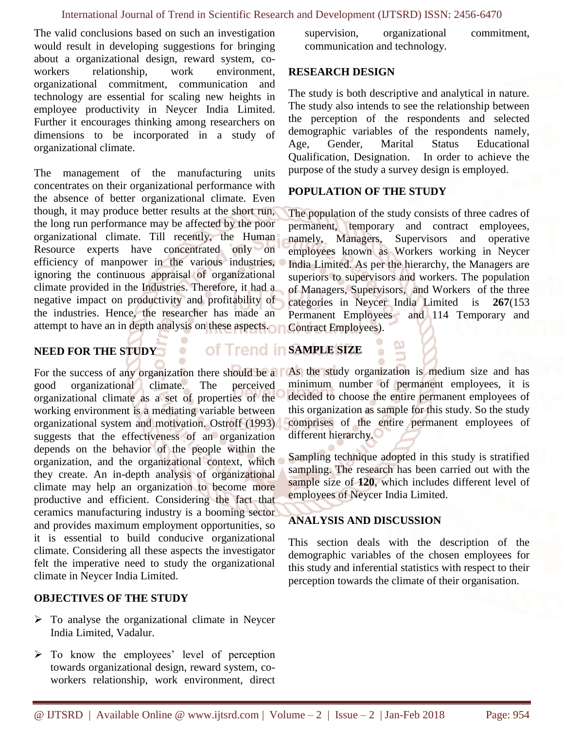The valid conclusions based on such an investigation would result in developing suggestions for bringing about a organizational design, reward system, co-workers relationship, work environment, organizational commitment, communication and technology are essential for scaling new heights in employee productivity in Neycer India Limited. Further it encourages thinking among researchers on dimensions to be incorporated in a study of organizational climate.

The management of the manufacturing units concentrates on their organizational performance with the absence of better organizational climate. Even though, it may produce better results at the short run, the long run performance may be affected by the poor organizational climate. Till recently, the Human Resource experts have concentrated only on efficiency of manpower in the various industries, ignoring the continuous appraisal of organizational climate provided in the Industries. Therefore, it had a negative impact on productivity and profitability of the industries. Hence, the researcher has made an attempt to have an in depth analysis on these aspects.

## NEED FOR THE STUDY

For the success of any organization there should be a good organizational climate. The perceived organizational climate as a set of properties of the working environment is a mediating variable between organizational system and motivation. Ostroff (1993) suggests that the effectiveness of an organization depends on the behavior of the people within the organization, and the organizational context, which they create. An in-depth analysis of organizational climate may help an organization to become more productive and efficient. Considering the fact that ceramics manufacturing industry is a booming sector and provides maximum employment opportunities, so it is essential to build conducive organizational climate. Considering all these aspects the investigator felt the imperative need to study the organizational climate in Neycer India Limited.

## OBJECTIVES OF THE STUDY

- To analyse the organizational climate in Neycer India Limited, Vadalur.
- To know the employees' level of perception towards organizational design, reward system, co-workers relationship, work environment, direct supervision, organizational commitment, communication and technology.

## RESEARCH DESIGN

The study is both descriptive and analytical in nature. The study also intends to see the relationship between the perception of the respondents and selected demographic variables of the respondents namely, Age, Gender, Marital Status Educational Qualification, Designation. In order to achieve the purpose of the study a survey design is employed.

## POPULATION OF THE STUDY

The population of the study consists of three cadres of permanent, temporary and contract employees, namely, Managers, Supervisors and operative employees known as Workers working in Neycer India Limited. As per the hierarchy, the Managers are superiors to supervisors and workers. The population of Managers, Supervisors, and Workers of the three categories in Neycer India Limited is **267**(153 Permanent Employees and 114 Temporary and Contract Employees).

## SAMPLE SIZE

As the study organization is medium size and has minimum number of permanent employees, it is decided to choose the entire permanent employees of this organization as sample for this study. So the study comprises of the entire permanent employees of different hierarchy.

Sampling technique adopted in this study is stratified sampling. The research has been carried out with the sample size of **120**, which includes different level of employees of Neycer India Limited.

## ANALYSIS AND DISCUSSION

This section deals with the description of the demographic variables of the chosen employees for this study and inferential statistics with respect to their perception towards the climate of their organisation.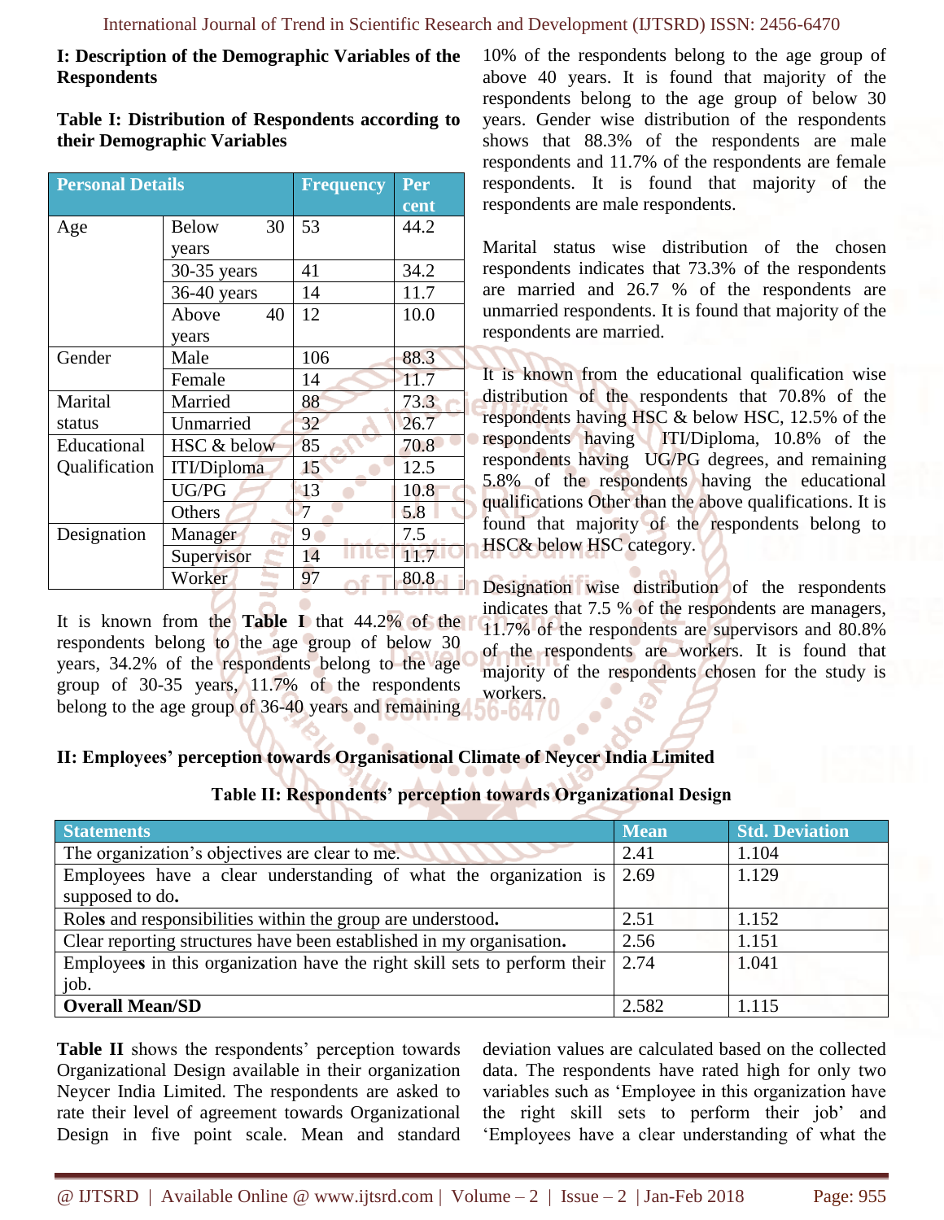**I: Description of the Demographic Variables of the Respondents**

**Table I: Distribution of Respondents according to their Demographic Variables**

| Personal Details | | Frequency | Per cent |
|---|---|---|---|
| Age | Below 30 years | 53 | 44.2 |
| | 30-35 years | 41 | 34.2 |
| | 36-40 years | 14 | 11.7 |
| | Above 40 years | 12 | 10.0 |
| Gender | Male | 106 | 88.3 |
| | Female | 14 | 11.7 |
| Marital status | Married | 88 | 73.3 |
| | Unmarried | 32 | 26.7 |
| Educational Qualification | HSC & below | 85 | 70.8 |
| | ITI/Diploma | 15 | 12.5 |
| | UG/PG | 13 | 10.8 |
| | Others | 7 | 5.8 |
| Designation | Manager | 9 | 7.5 |
| | Supervisor | 14 | 11.7 |
| | Worker | 97 | 80.8 |

It is known from the **Table I** that 44.2% of the respondents belong to the age group of below 30 years, 34.2% of the respondents belong to the age group of 30-35 years, 11.7% of the respondents belong to the age group of 36-40 years and remaining 10% of the respondents belong to the age group of above 40 years. It is found that majority of the respondents belong to the age group of below 30 years. Gender wise distribution of the respondents shows that 88.3% of the respondents are male respondents and 11.7% of the respondents are female respondents. It is found that majority of the respondents are male respondents.

Marital status wise distribution of the chosen respondents indicates that 73.3% of the respondents are married and 26.7 % of the respondents are unmarried respondents. It is found that majority of the respondents are married.

It is known from the educational qualification wise distribution of the respondents that 70.8% of the respondents having HSC & below HSC, 12.5% of the respondents having ITI/Diploma, 10.8% of the respondents having UG/PG degrees, and remaining 5.8% of the respondents having the educational qualifications Other than the above qualifications. It is found that majority of the respondents belong to HSC& below HSC category.

Designation wise distribution of the respondents indicates that 7.5 % of the respondents are managers, 11.7% of the respondents are supervisors and 80.8% of the respondents are workers. It is found that majority of the respondents chosen for the study is workers.

**II: Employees' perception towards Organisational Climate of Neycer India Limited**

**Table II: Respondents' perception towards Organizational Design**

| Statements | Mean | Std. Deviation |
|---|---|---|
| The organization's objectives are clear to me. | 2.41 | 1.104 |
| Employees have a clear understanding of what the organization is supposed to do. | 2.69 | 1.129 |
| Roles and responsibilities within the group are understood. | 2.51 | 1.152 |
| Clear reporting structures have been established in my organisation. | 2.56 | 1.151 |
| Employees in this organization have the right skill sets to perform their job. | 2.74 | 1.041 |
| **Overall Mean/SD** | 2.582 | 1.115 |

**Table II** shows the respondents' perception towards Organizational Design available in their organization Neycer India Limited. The respondents are asked to rate their level of agreement towards Organizational Design in five point scale. Mean and standard deviation values are calculated based on the collected data. The respondents have rated high for only two variables such as 'Employee in this organization have the right skill sets to perform their job' and 'Employees have a clear understanding of what the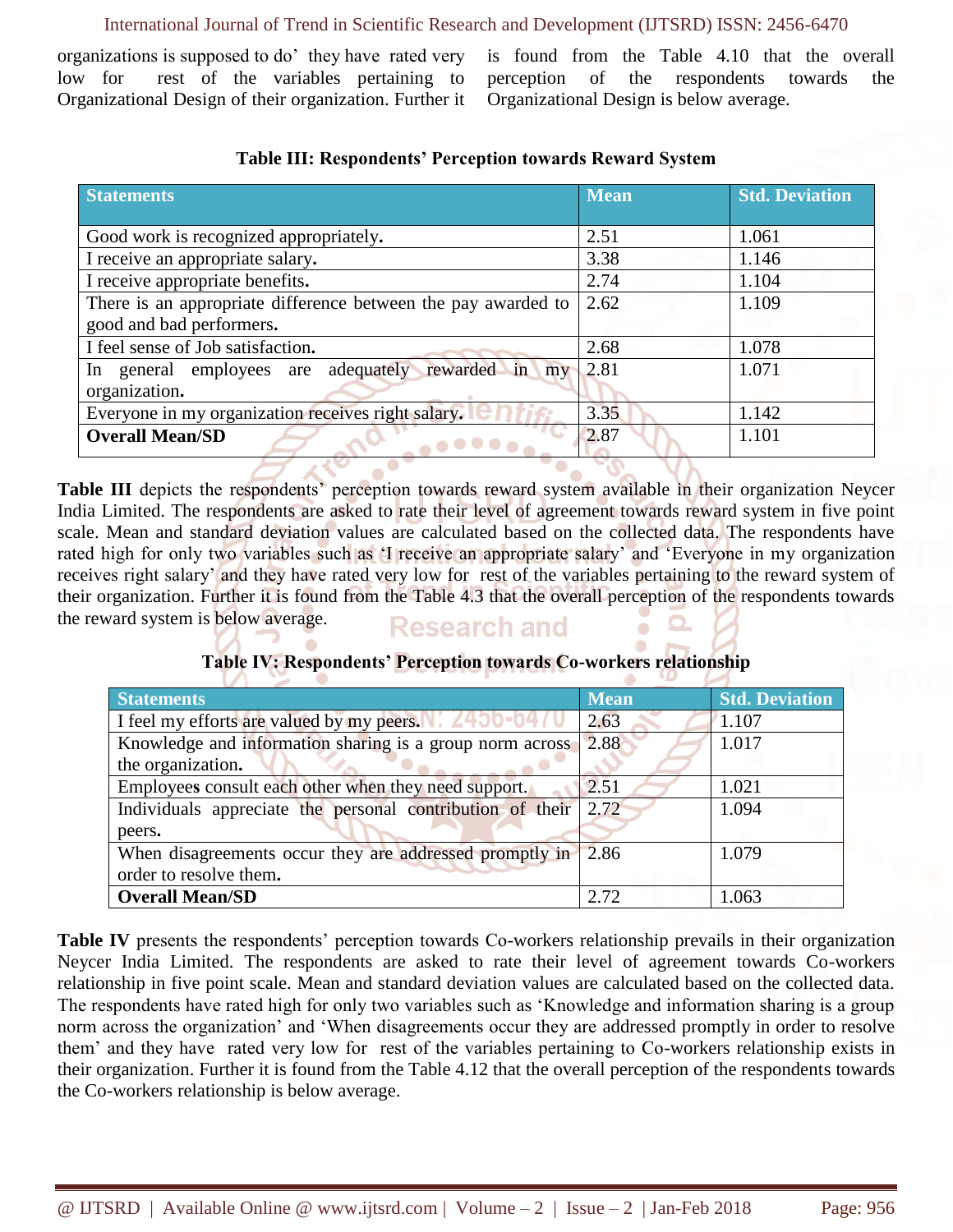organizations is supposed to do' they have rated very low for rest of the variables pertaining to Organizational Design of their organization. Further it is found from the Table 4.10 that the overall perception of the respondents towards the Organizational Design is below average.

**Table III: Respondents' Perception towards Reward System**

| Statements | Mean | Std. Deviation |
|---|---|---|
| Good work is recognized appropriately. | 2.51 | 1.061 |
| I receive an appropriate salary. | 3.38 | 1.146 |
| I receive appropriate benefits. | 2.74 | 1.104 |
| There is an appropriate difference between the pay awarded to good and bad performers. | 2.62 | 1.109 |
| I feel sense of Job satisfaction. | 2.68 | 1.078 |
| In general employees are adequately rewarded in my organization. | 2.81 | 1.071 |
| Everyone in my organization receives right salary. | 3.35 | 1.142 |
| **Overall Mean/SD** | 2.87 | 1.101 |

**Table III** depicts the respondents' perception towards reward system available in their organization Neycer India Limited. The respondents are asked to rate their level of agreement towards reward system in five point scale. Mean and standard deviation values are calculated based on the collected data. The respondents have rated high for only two variables such as 'I receive an appropriate salary' and 'Everyone in my organization receives right salary' and they have rated very low for rest of the variables pertaining to the reward system of their organization. Further it is found from the Table 4.3 that the overall perception of the respondents towards the reward system is below average.

**Table IV: Respondents' Perception towards Co-workers relationship**

| Statements | Mean | Std. Deviation |
|---|---|---|
| I feel my efforts are valued by my peers. | 2.63 | 1.107 |
| Knowledge and information sharing is a group norm across the organization. | 2.88 | 1.017 |
| Employees consult each other when they need support. | 2.51 | 1.021 |
| Individuals appreciate the personal contribution of their peers. | 2.72 | 1.094 |
| When disagreements occur they are addressed promptly in order to resolve them. | 2.86 | 1.079 |
| **Overall Mean/SD** | 2.72 | 1.063 |

**Table IV** presents the respondents' perception towards Co-workers relationship prevails in their organization Neycer India Limited. The respondents are asked to rate their level of agreement towards Co-workers relationship in five point scale. Mean and standard deviation values are calculated based on the collected data. The respondents have rated high for only two variables such as 'Knowledge and information sharing is a group norm across the organization' and 'When disagreements occur they are addressed promptly in order to resolve them' and they have rated very low for rest of the variables pertaining to Co-workers relationship exists in their organization. Further it is found from the Table 4.12 that the overall perception of the respondents towards the Co-workers relationship is below average.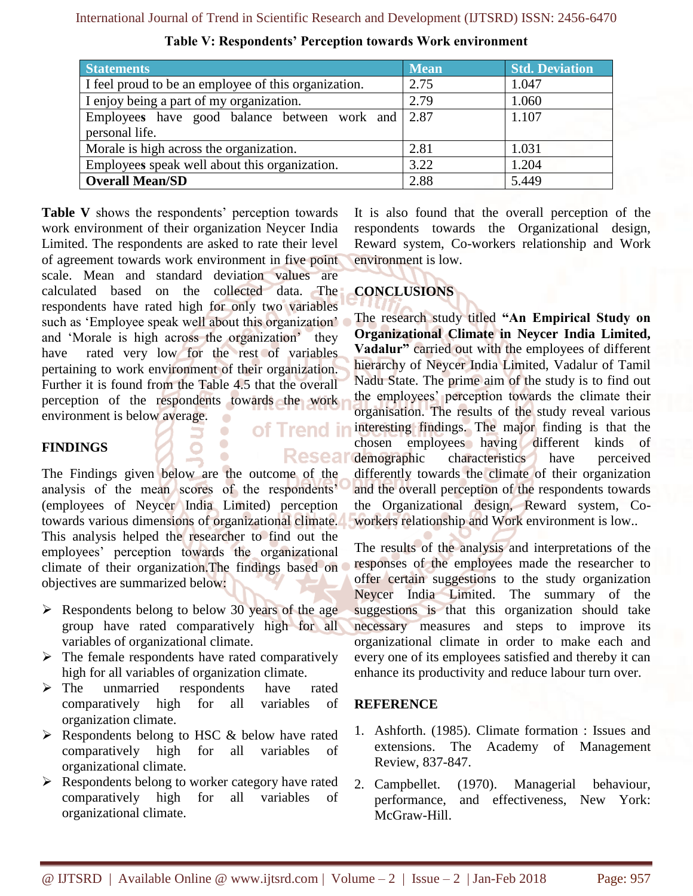**Table V: Respondents' Perception towards Work environment**

| Statements | Mean | Std. Deviation |
|---|---|---|
| I feel proud to be an employee of this organization. | 2.75 | 1.047 |
| I enjoy being a part of my organization. | 2.79 | 1.060 |
| Employees have good balance between work and personal life. | 2.87 | 1.107 |
| Morale is high across the organization. | 2.81 | 1.031 |
| Employees speak well about this organization. | 3.22 | 1.204 |
| **Overall Mean/SD** | 2.88 | 5.449 |

**Table V** shows the respondents' perception towards work environment of their organization Neycer India Limited. The respondents are asked to rate their level of agreement towards work environment in five point scale. Mean and standard deviation values are calculated based on the collected data. The respondents have rated high for only two variables such as 'Employee speak well about this organization' and 'Morale is high across the organization' they have rated very low for the rest of variables pertaining to work environment of their organization. Further it is found from the Table 4.5 that the overall perception of the respondents towards the work environment is below average.

## FINDINGS

The Findings given below are the outcome of the analysis of the mean scores of the respondents' (employees of Neycer India Limited) perception towards various dimensions of organizational climate. This analysis helped the researcher to find out the employees' perception towards the organizational climate of their organization.The findings based on objectives are summarized below:

- Respondents belong to below 30 years of the age group have rated comparatively high for all variables of organizational climate.
- The female respondents have rated comparatively high for all variables of organization climate.
- The unmarried respondents have rated comparatively high for all variables of organization climate.
- Respondents belong to HSC & below have rated comparatively high for all variables of organizational climate.
- Respondents belong to worker category have rated comparatively high for all variables of organizational climate.

It is also found that the overall perception of the respondents towards the Organizational design, Reward system, Co-workers relationship and Work environment is low.

## CONCLUSIONS

The research study titled **"An Empirical Study on Organizational Climate in Neycer India Limited, Vadalur"** carried out with the employees of different hierarchy of Neycer India Limited, Vadalur of Tamil Nadu State. The prime aim of the study is to find out the employees' perception towards the climate their organisation. The results of the study reveal various interesting findings. The major finding is that the chosen employees having different kinds of demographic characteristics have perceived differently towards the climate of their organization and the overall perception of the respondents towards the Organizational design, Reward system, Co-workers relationship and Work environment is low..

The results of the analysis and interpretations of the responses of the employees made the researcher to offer certain suggestions to the study organization Neycer India Limited. The summary of the suggestions is that this organization should take necessary measures and steps to improve its organizational climate in order to make each and every one of its employees satisfied and thereby it can enhance its productivity and reduce labour turn over.

## REFERENCE

1. Ashforth. (1985). Climate formation : Issues and extensions. The Academy of Management Review, 837-847.
2. Campbellet. (1970). Managerial behaviour, performance, and effectiveness, New York: McGraw-Hill.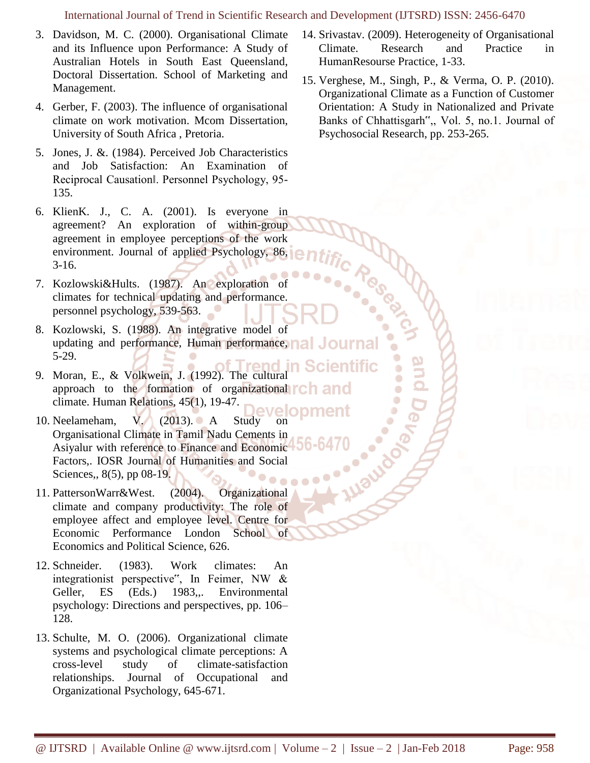3. Davidson, M. C. (2000). Organisational Climate and its Influence upon Performance: A Study of Australian Hotels in South East Queensland, Doctoral Dissertation. School of Marketing and Management.

4. Gerber, F. (2003). The influence of organisational climate on work motivation. Mcom Dissertation, University of South Africa , Pretoria.

5. Jones, J. &. (1984). Perceived Job Characteristics and Job Satisfaction: An Examination of Reciprocal Causation‖. Personnel Psychology, 95-135.

6. KlienK. J., C. A. (2001). Is everyone in agreement? An exploration of within-group agreement in employee perceptions of the work environment. Journal of applied Psychology, 86, 3-16.

7. Kozlowski&Hults. (1987). An exploration of climates for technical updating and performance. personnel psychology, 539-563.

8. Kozlowski, S. (1988). An integrative model of updating and performance, Human performance, 5-29.

9. Moran, E., & Volkwein, J. (1992). The cultural approach to the formation of organizational climate. Human Relations, 45(1), 19-47.

10. Neelameham, V. (2013). A Study on Organisational Climate in Tamil Nadu Cements in Asiyalur with reference to Finance and Economic Factors,. IOSR Journal of Humanities and Social Sciences,, 8(5), pp 08-19.

11. PattersonWarr&West. (2004). Organizational climate and company productivity: The role of employee affect and employee level. Centre for Economic Performance London School of Economics and Political Science, 626.

12. Schneider. (1983). Work climates: An integrationist perspective‟, In Feimer, NW & Geller, ES (Eds.) 1983,,. Environmental psychology: Directions and perspectives, pp. 106–128.

13. Schulte, M. O. (2006). Organizational climate systems and psychological climate perceptions: A cross-level study of climate-satisfaction relationships. Journal of Occupational and Organizational Psychology, 645-671.

14. Srivastav. (2009). Heterogeneity of Organisational Climate. Research and Practice in HumanResourse Practice, 1-33.

15. Verghese, M., Singh, P., & Verma, O. P. (2010). Organizational Climate as a Function of Customer Orientation: A Study in Nationalized and Private Banks of Chhattisgarh‟,, Vol. 5, no.1. Journal of Psychosocial Research, pp. 253-265.